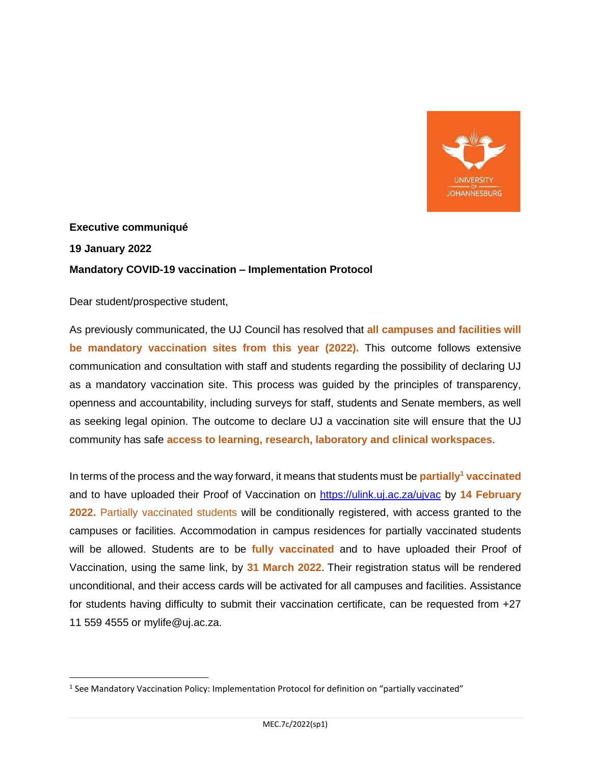**Executive communiqué**

**19 January 2022**

**Mandatory COVID-19 vaccination – Implementation Protocol**

Dear student/prospective student,

As previously communicated, the UJ Council has resolved that **all campuses and facilities will be mandatory vaccination sites from this year (2022).** This outcome follows extensive communication and consultation with staff and students regarding the possibility of declaring UJ as a mandatory vaccination site. This process was guided by the principles of transparency, openness and accountability, including surveys for staff, students and Senate members, as well as seeking legal opinion. The outcome to declare UJ a vaccination site will ensure that the UJ community has safe **access to learning, research, laboratory and clinical workspaces**.

In terms of the process and the way forward, it means that students must be **partially[1] vaccinated** and to have uploaded their Proof of Vaccination on [https://ulink.uj.ac.za/ujvac](https://ulink.uj.ac.za/ujvac) by **14 February 2022.** Partially vaccinated students will be conditionally registered, with access granted to the campuses or facilities. Accommodation in campus residences for partially vaccinated students will be allowed. Students are to be **fully vaccinated** and to have uploaded their Proof of Vaccination, using the same link, by **31 March 2022**. Their registration status will be rendered unconditional, and their access cards will be activated for all campuses and facilities. Assistance for students having difficulty to submit their vaccination certificate, can be requested from +27 11 559 4555 or mylife@uj.ac.za.

---

[1] See Mandatory Vaccination Policy: Implementation Protocol for definition on "partially vaccinated"

MEC.7c/2022(sp1)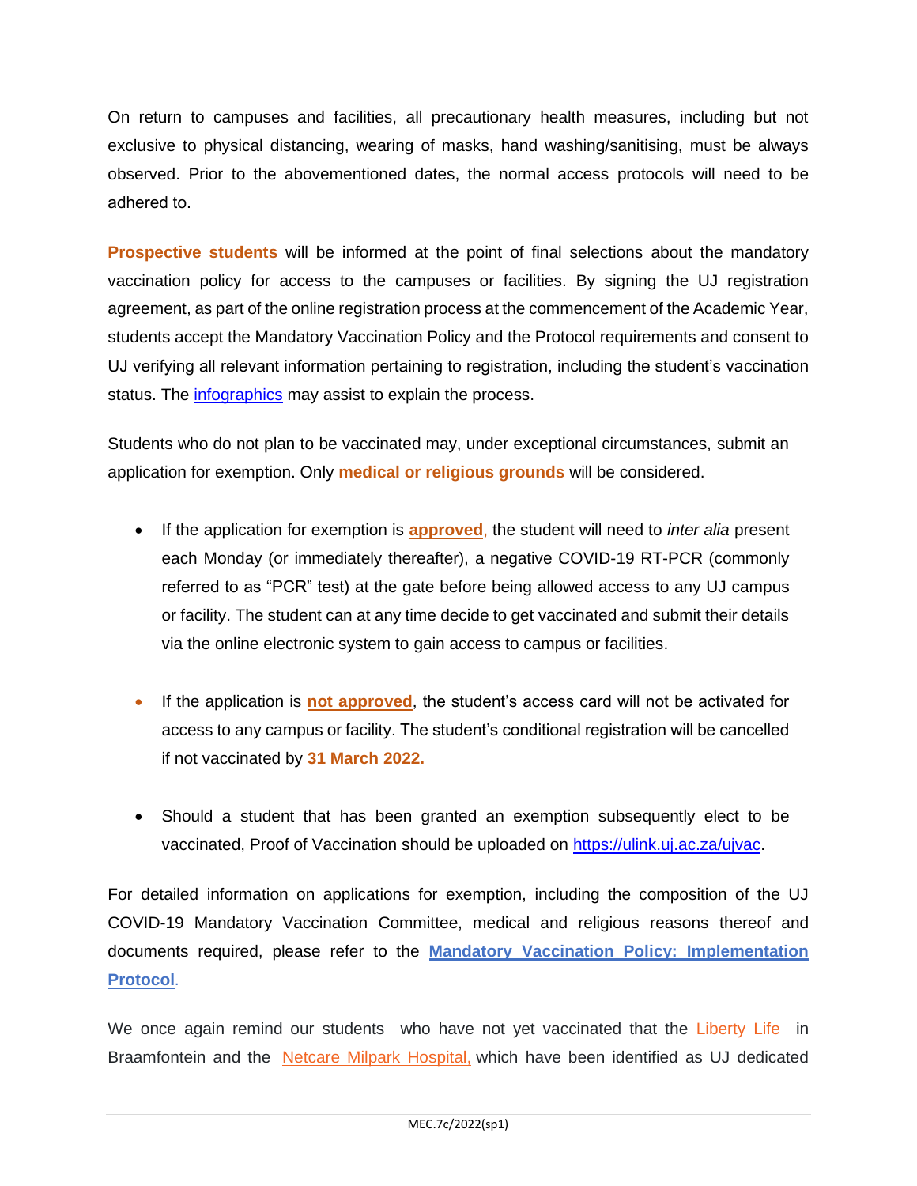On return to campuses and facilities, all precautionary health measures, including but not exclusive to physical distancing, wearing of masks, hand washing/sanitising, must be always observed. Prior to the abovementioned dates, the normal access protocols will need to be adhered to.

**Prospective students** will be informed at the point of final selections about the mandatory vaccination policy for access to the campuses or facilities. By signing the UJ registration agreement, as part of the online registration process at the commencement of the Academic Year, students accept the Mandatory Vaccination Policy and the Protocol requirements and consent to UJ verifying all relevant information pertaining to registration, including the student's vaccination status. The infographics may assist to explain the process.

Students who do not plan to be vaccinated may, under exceptional circumstances, submit an application for exemption. Only **medical or religious grounds** will be considered.

- If the application for exemption is **approved**, the student will need to *inter alia* present each Monday (or immediately thereafter), a negative COVID-19 RT-PCR (commonly referred to as "PCR" test) at the gate before being allowed access to any UJ campus or facility. The student can at any time decide to get vaccinated and submit their details via the online electronic system to gain access to campus or facilities.

- If the application is **not approved**, the student's access card will not be activated for access to any campus or facility. The student's conditional registration will be cancelled if not vaccinated by **31 March 2022.**

- Should a student that has been granted an exemption subsequently elect to be vaccinated, Proof of Vaccination should be uploaded on https://ulink.uj.ac.za/ujvac.

For detailed information on applications for exemption, including the composition of the UJ COVID-19 Mandatory Vaccination Committee, medical and religious reasons thereof and documents required, please refer to the **Mandatory Vaccination Policy: Implementation Protocol**.

We once again remind our students who have not yet vaccinated that the Liberty Life in Braamfontein and the Netcare Milpark Hospital, which have been identified as UJ dedicated

MEC.7c/2022(sp1)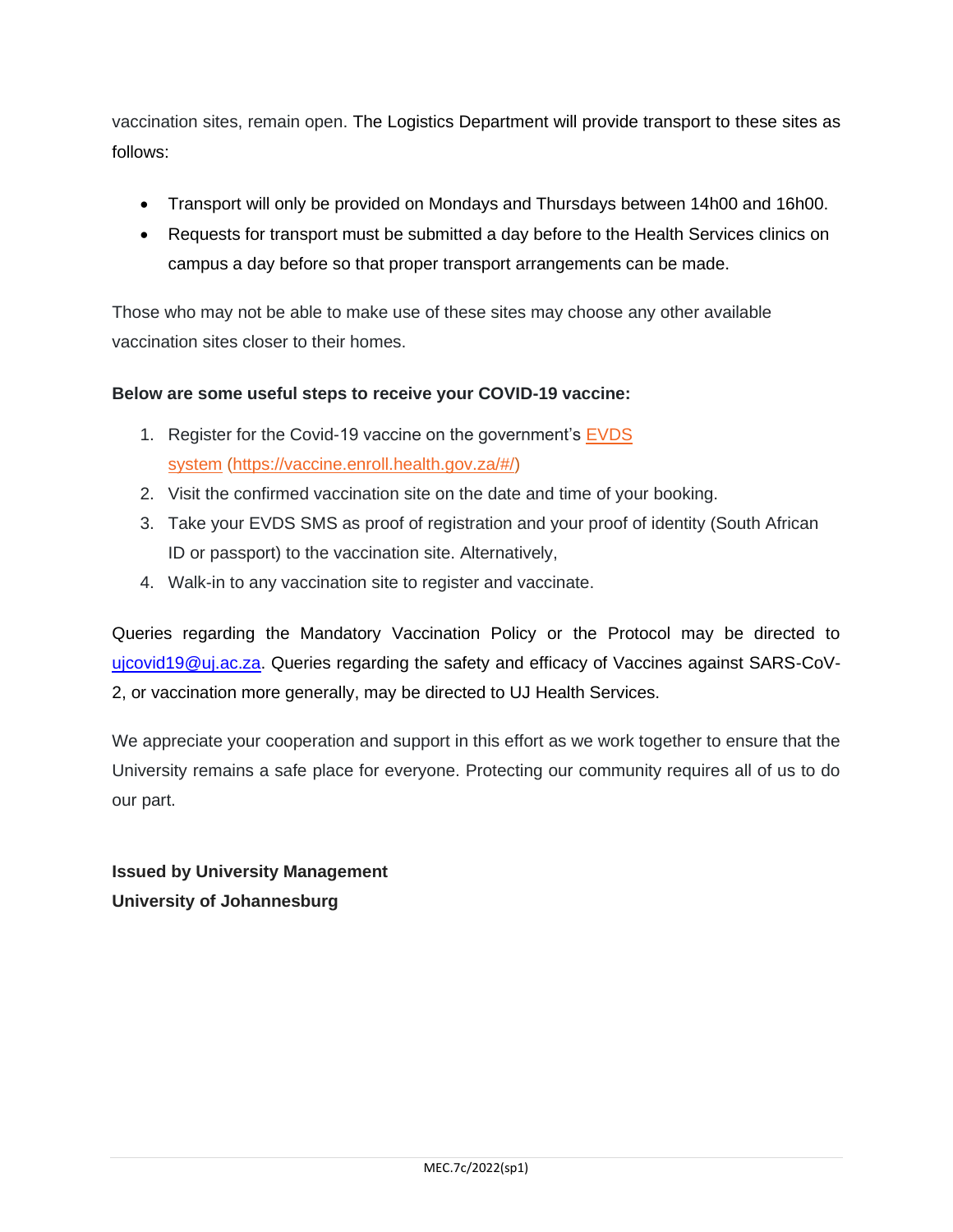vaccination sites, remain open. The Logistics Department will provide transport to these sites as follows:

- Transport will only be provided on Mondays and Thursdays between 14h00 and 16h00.
- Requests for transport must be submitted a day before to the Health Services clinics on campus a day before so that proper transport arrangements can be made.

Those who may not be able to make use of these sites may choose any other available vaccination sites closer to their homes.

**Below are some useful steps to receive your COVID-19 vaccine:**

1. Register for the Covid-19 vaccine on the government's EVDS system (https://vaccine.enroll.health.gov.za/#/)
2. Visit the confirmed vaccination site on the date and time of your booking.
3. Take your EVDS SMS as proof of registration and your proof of identity (South African ID or passport) to the vaccination site. Alternatively,
4. Walk-in to any vaccination site to register and vaccinate.

Queries regarding the Mandatory Vaccination Policy or the Protocol may be directed to ujcovid19@uj.ac.za. Queries regarding the safety and efficacy of Vaccines against SARS-CoV-2, or vaccination more generally, may be directed to UJ Health Services.

We appreciate your cooperation and support in this effort as we work together to ensure that the University remains a safe place for everyone. Protecting our community requires all of us to do our part.

**Issued by University Management**
**University of Johannesburg**

MEC.7c/2022(sp1)